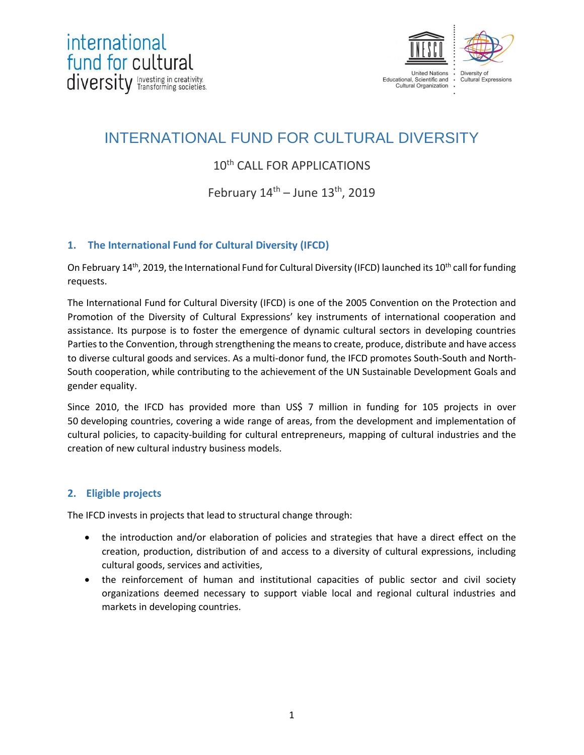# INTERNATIONAL FUND FOR CULTURAL DIVERSITY

10th CALL FOR APPLICATIONS

February 14th – June 13th, 2019

## 1. The International Fund for Cultural Diversity (IFCD)

On February 14th, 2019, the International Fund for Cultural Diversity (IFCD) launched its 10th call for funding requests.

The International Fund for Cultural Diversity (IFCD) is one of the 2005 Convention on the Protection and Promotion of the Diversity of Cultural Expressions' key instruments of international cooperation and assistance. Its purpose is to foster the emergence of dynamic cultural sectors in developing countries Parties to the Convention, through strengthening the means to create, produce, distribute and have access to diverse cultural goods and services. As a multi-donor fund, the IFCD promotes South-South and North-South cooperation, while contributing to the achievement of the UN Sustainable Development Goals and gender equality.

Since 2010, the IFCD has provided more than US$ 7 million in funding for 105 projects in over 50 developing countries, covering a wide range of areas, from the development and implementation of cultural policies, to capacity-building for cultural entrepreneurs, mapping of cultural industries and the creation of new cultural industry business models.

## 2. Eligible projects

The IFCD invests in projects that lead to structural change through:

- the introduction and/or elaboration of policies and strategies that have a direct effect on the creation, production, distribution of and access to a diversity of cultural expressions, including cultural goods, services and activities,
- the reinforcement of human and institutional capacities of public sector and civil society organizations deemed necessary to support viable local and regional cultural industries and markets in developing countries.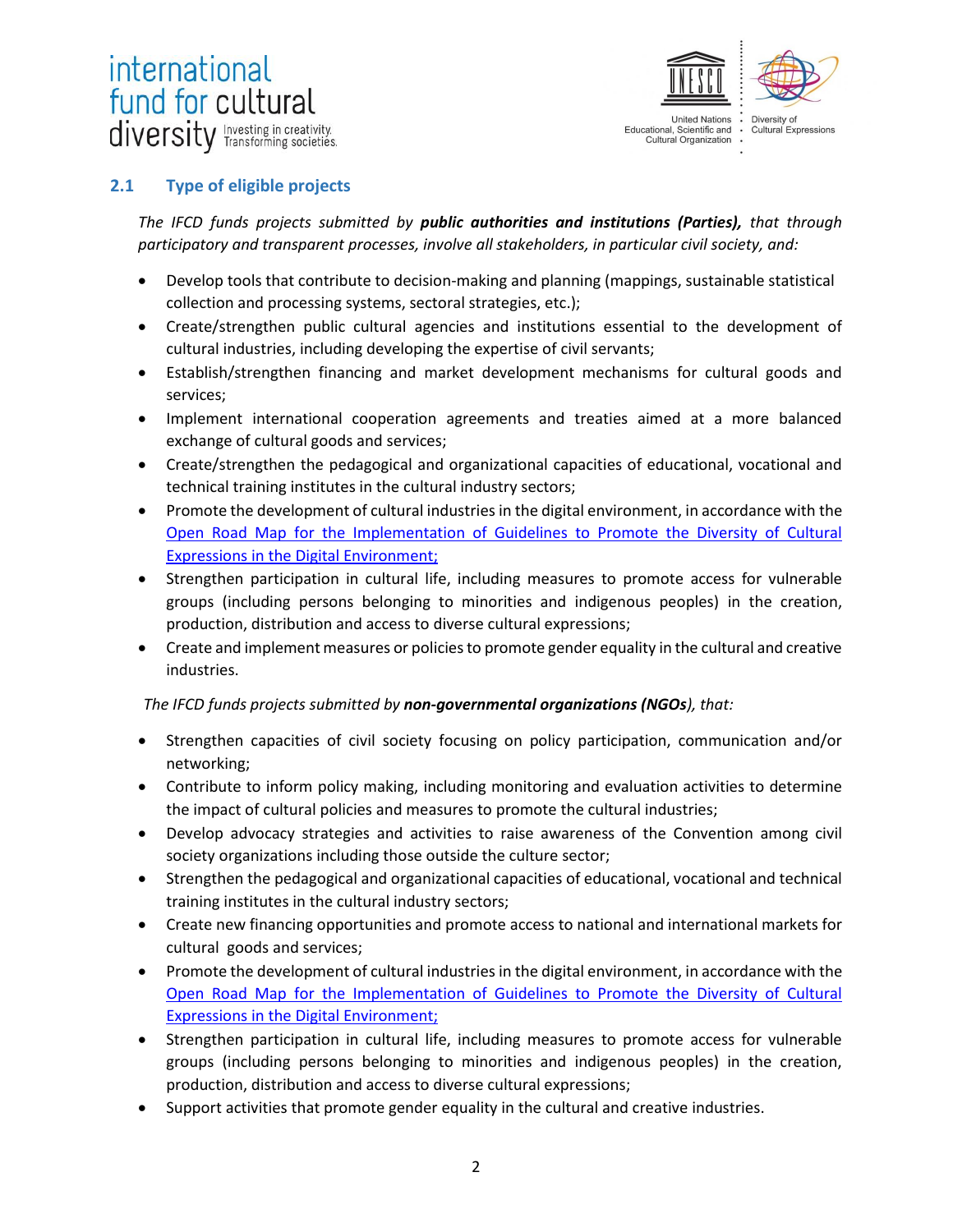## 2.1 Type of eligible projects

*The IFCD funds projects submitted by **public authorities and institutions (Parties),** that through participatory and transparent processes, involve all stakeholders, in particular civil society, and:*

- Develop tools that contribute to decision-making and planning (mappings, sustainable statistical collection and processing systems, sectoral strategies, etc.);
- Create/strengthen public cultural agencies and institutions essential to the development of cultural industries, including developing the expertise of civil servants;
- Establish/strengthen financing and market development mechanisms for cultural goods and services;
- Implement international cooperation agreements and treaties aimed at a more balanced exchange of cultural goods and services;
- Create/strengthen the pedagogical and organizational capacities of educational, vocational and technical training institutes in the cultural industry sectors;
- Promote the development of cultural industries in the digital environment, in accordance with the Open Road Map for the Implementation of Guidelines to Promote the Diversity of Cultural Expressions in the Digital Environment;
- Strengthen participation in cultural life, including measures to promote access for vulnerable groups (including persons belonging to minorities and indigenous peoples) in the creation, production, distribution and access to diverse cultural expressions;
- Create and implement measures or policies to promote gender equality in the cultural and creative industries.

*The IFCD funds projects submitted by **non-governmental organizations (NGOs)**, that:*

- Strengthen capacities of civil society focusing on policy participation, communication and/or networking;
- Contribute to inform policy making, including monitoring and evaluation activities to determine the impact of cultural policies and measures to promote the cultural industries;
- Develop advocacy strategies and activities to raise awareness of the Convention among civil society organizations including those outside the culture sector;
- Strengthen the pedagogical and organizational capacities of educational, vocational and technical training institutes in the cultural industry sectors;
- Create new financing opportunities and promote access to national and international markets for cultural goods and services;
- Promote the development of cultural industries in the digital environment, in accordance with the Open Road Map for the Implementation of Guidelines to Promote the Diversity of Cultural Expressions in the Digital Environment;
- Strengthen participation in cultural life, including measures to promote access for vulnerable groups (including persons belonging to minorities and indigenous peoples) in the creation, production, distribution and access to diverse cultural expressions;
- Support activities that promote gender equality in the cultural and creative industries.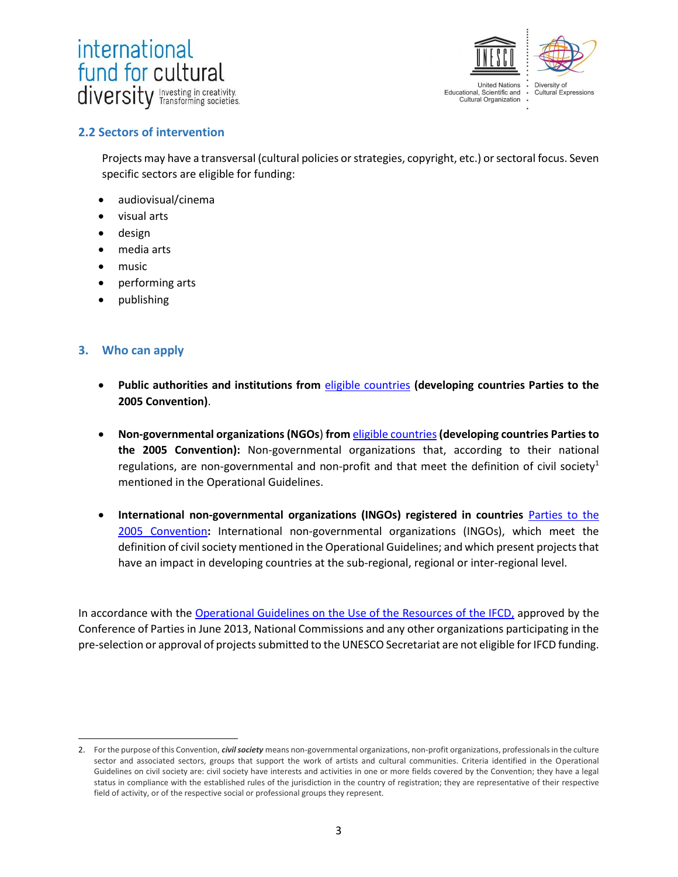## 2.2 Sectors of intervention

Projects may have a transversal (cultural policies or strategies, copyright, etc.) or sectoral focus. Seven specific sectors are eligible for funding:

- audiovisual/cinema
- visual arts
- design
- media arts
- music
- performing arts
- publishing

## 3. Who can apply

- **Public authorities and institutions from** eligible countries **(developing countries Parties to the 2005 Convention)**.

- **Non-governmental organizations (NGOs**) **from** eligible countries **(developing countries Parties to the 2005 Convention):** Non-governmental organizations that, according to their national regulations, are non-governmental and non-profit and that meet the definition of civil society[1] mentioned in the Operational Guidelines.

- **International non-governmental organizations (INGOs) registered in countries** Parties to the 2005 Convention**:** International non-governmental organizations (INGOs), which meet the definition of civil society mentioned in the Operational Guidelines; and which present projects that have an impact in developing countries at the sub-regional, regional or inter-regional level.

In accordance with the Operational Guidelines on the Use of the Resources of the IFCD, approved by the Conference of Parties in June 2013, National Commissions and any other organizations participating in the pre-selection or approval of projects submitted to the UNESCO Secretariat are not eligible for IFCD funding.

---

2. For the purpose of this Convention, ***civil society*** means non-governmental organizations, non-profit organizations, professionals in the culture sector and associated sectors, groups that support the work of artists and cultural communities. Criteria identified in the Operational Guidelines on civil society are: civil society have interests and activities in one or more fields covered by the Convention; they have a legal status in compliance with the established rules of the jurisdiction in the country of registration; they are representative of their respective field of activity, or of the respective social or professional groups they represent.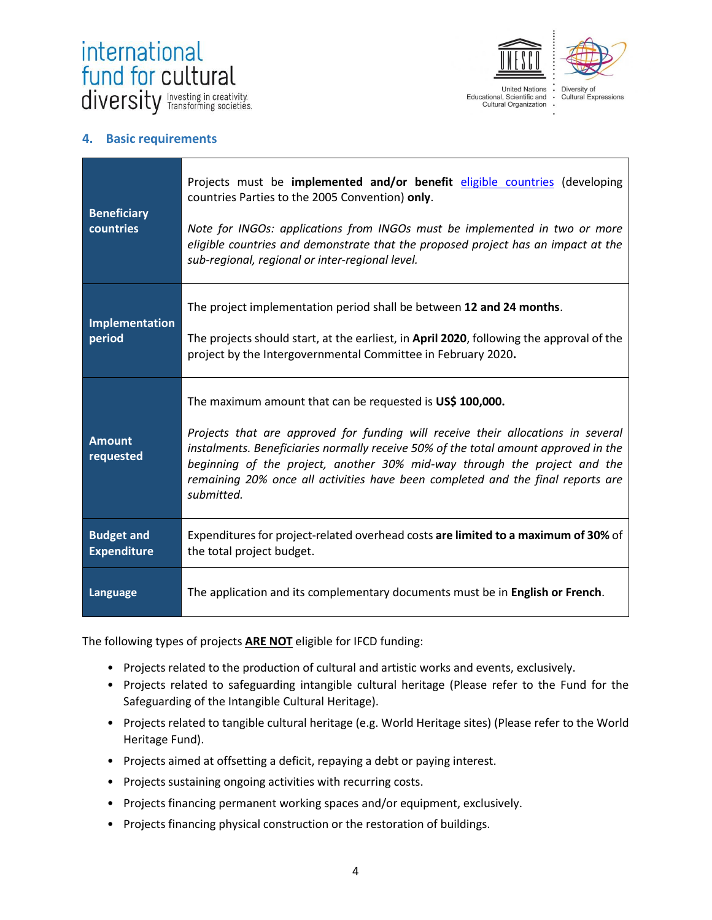## 4. Basic requirements

| | |
|---|---|
| **Beneficiary countries** | Projects must be **implemented and/or benefit** eligible countries (developing countries Parties to the 2005 Convention) **only**.<br><br>*Note for INGOs: applications from INGOs must be implemented in two or more eligible countries and demonstrate that the proposed project has an impact at the sub-regional, regional or inter-regional level.* |
| **Implementation period** | The project implementation period shall be between **12 and 24 months**.<br><br>The projects should start, at the earliest, in **April 2020**, following the approval of the project by the Intergovernmental Committee in February 2020**.** |
| **Amount requested** | The maximum amount that can be requested is **US$ 100,000.**<br><br>*Projects that are approved for funding will receive their allocations in several instalments. Beneficiaries normally receive 50% of the total amount approved in the beginning of the project, another 30% mid-way through the project and the remaining 20% once all activities have been completed and the final reports are submitted.* |
| **Budget and Expenditure** | Expenditures for project-related overhead costs **are limited to a maximum of 30%** of the total project budget. |
| **Language** | The application and its complementary documents must be in **English or French**. |

The following types of projects **ARE NOT** eligible for IFCD funding:

- Projects related to the production of cultural and artistic works and events, exclusively.
- Projects related to safeguarding intangible cultural heritage (Please refer to the Fund for the Safeguarding of the Intangible Cultural Heritage).
- Projects related to tangible cultural heritage (e.g. World Heritage sites) (Please refer to the World Heritage Fund).
- Projects aimed at offsetting a deficit, repaying a debt or paying interest.
- Projects sustaining ongoing activities with recurring costs.
- Projects financing permanent working spaces and/or equipment, exclusively.
- Projects financing physical construction or the restoration of buildings.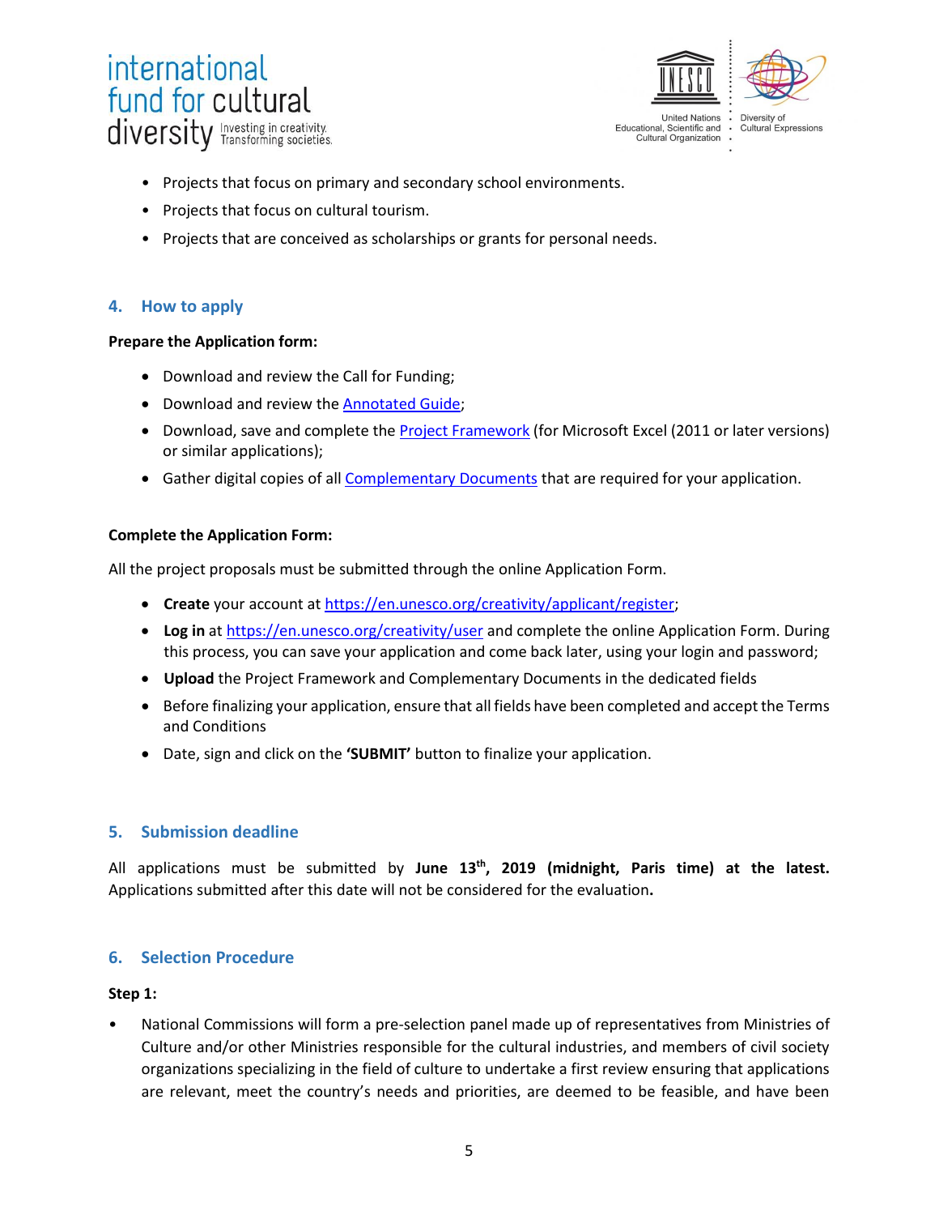- Projects that focus on primary and secondary school environments.
- Projects that focus on cultural tourism.
- Projects that are conceived as scholarships or grants for personal needs.

## 4. How to apply

**Prepare the Application form:**

- Download and review the Call for Funding;
- Download and review the [Annotated Guide];
- Download, save and complete the [Project Framework] (for Microsoft Excel (2011 or later versions) or similar applications);
- Gather digital copies of all [Complementary Documents] that are required for your application.

**Complete the Application Form:**

All the project proposals must be submitted through the online Application Form.

- **Create** your account at https://en.unesco.org/creativity/applicant/register;
- **Log in** at https://en.unesco.org/creativity/user and complete the online Application Form. During this process, you can save your application and come back later, using your login and password;
- **Upload** the Project Framework and Complementary Documents in the dedicated fields
- Before finalizing your application, ensure that all fields have been completed and accept the Terms and Conditions
- Date, sign and click on the **'SUBMIT'** button to finalize your application.

## 5. Submission deadline

All applications must be submitted by **June 13th, 2019 (midnight, Paris time) at the latest.** Applications submitted after this date will not be considered for the evaluation**.**

## 6. Selection Procedure

**Step 1:**

- National Commissions will form a pre-selection panel made up of representatives from Ministries of Culture and/or other Ministries responsible for the cultural industries, and members of civil society organizations specializing in the field of culture to undertake a first review ensuring that applications are relevant, meet the country's needs and priorities, are deemed to be feasible, and have been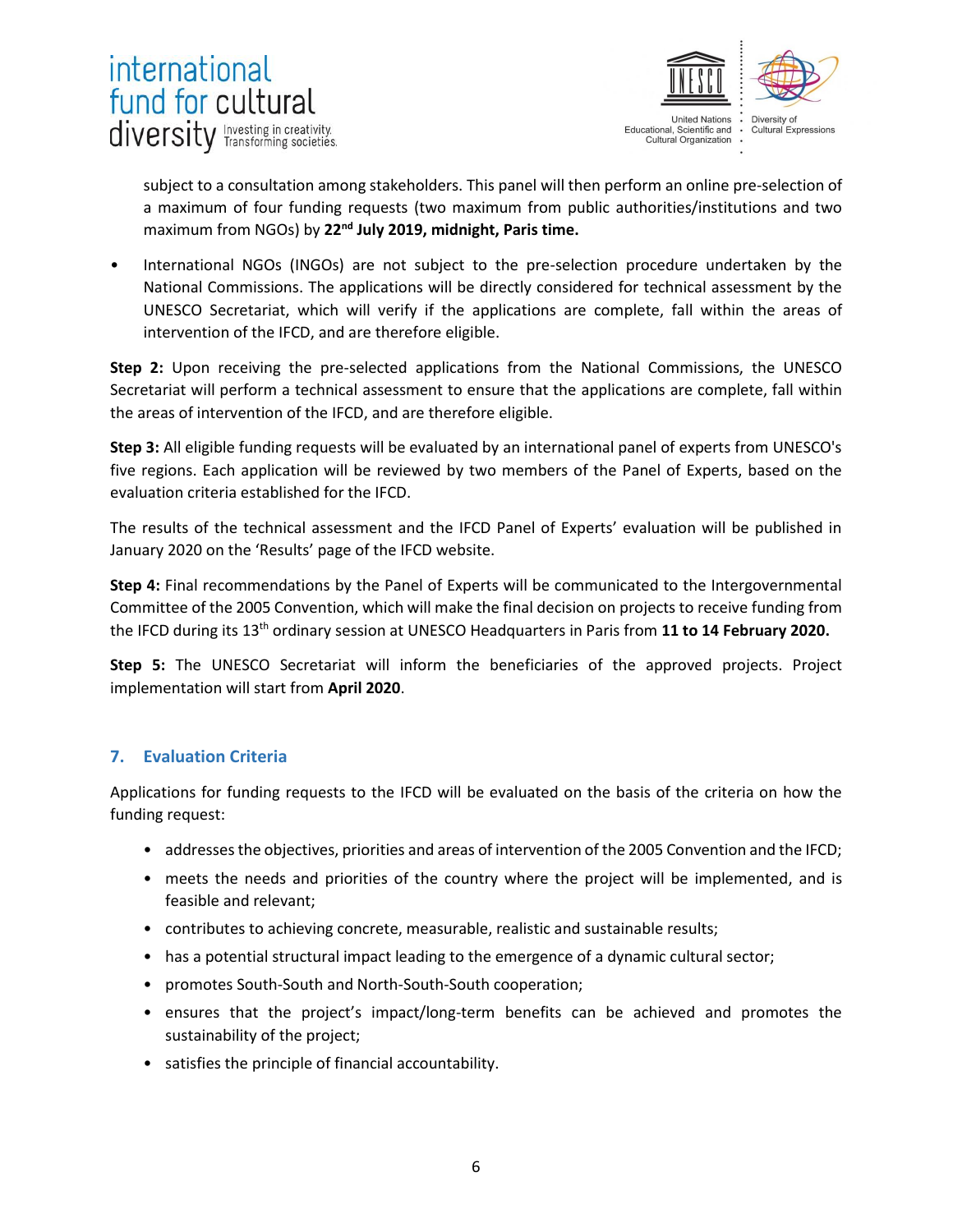subject to a consultation among stakeholders. This panel will then perform an online pre-selection of a maximum of four funding requests (two maximum from public authorities/institutions and two maximum from NGOs) by **22nd July 2019, midnight, Paris time.**

- International NGOs (INGOs) are not subject to the pre-selection procedure undertaken by the National Commissions. The applications will be directly considered for technical assessment by the UNESCO Secretariat, which will verify if the applications are complete, fall within the areas of intervention of the IFCD, and are therefore eligible.

**Step 2:** Upon receiving the pre-selected applications from the National Commissions, the UNESCO Secretariat will perform a technical assessment to ensure that the applications are complete, fall within the areas of intervention of the IFCD, and are therefore eligible.

**Step 3:** All eligible funding requests will be evaluated by an international panel of experts from UNESCO's five regions. Each application will be reviewed by two members of the Panel of Experts, based on the evaluation criteria established for the IFCD.

The results of the technical assessment and the IFCD Panel of Experts' evaluation will be published in January 2020 on the 'Results' page of the IFCD website.

**Step 4:** Final recommendations by the Panel of Experts will be communicated to the Intergovernmental Committee of the 2005 Convention, which will make the final decision on projects to receive funding from the IFCD during its 13th ordinary session at UNESCO Headquarters in Paris from **11 to 14 February 2020.**

**Step 5:** The UNESCO Secretariat will inform the beneficiaries of the approved projects. Project implementation will start from **April 2020**.

## 7. Evaluation Criteria

Applications for funding requests to the IFCD will be evaluated on the basis of the criteria on how the funding request:

- addresses the objectives, priorities and areas of intervention of the 2005 Convention and the IFCD;
- meets the needs and priorities of the country where the project will be implemented, and is feasible and relevant;
- contributes to achieving concrete, measurable, realistic and sustainable results;
- has a potential structural impact leading to the emergence of a dynamic cultural sector;
- promotes South-South and North-South-South cooperation;
- ensures that the project's impact/long-term benefits can be achieved and promotes the sustainability of the project;
- satisfies the principle of financial accountability.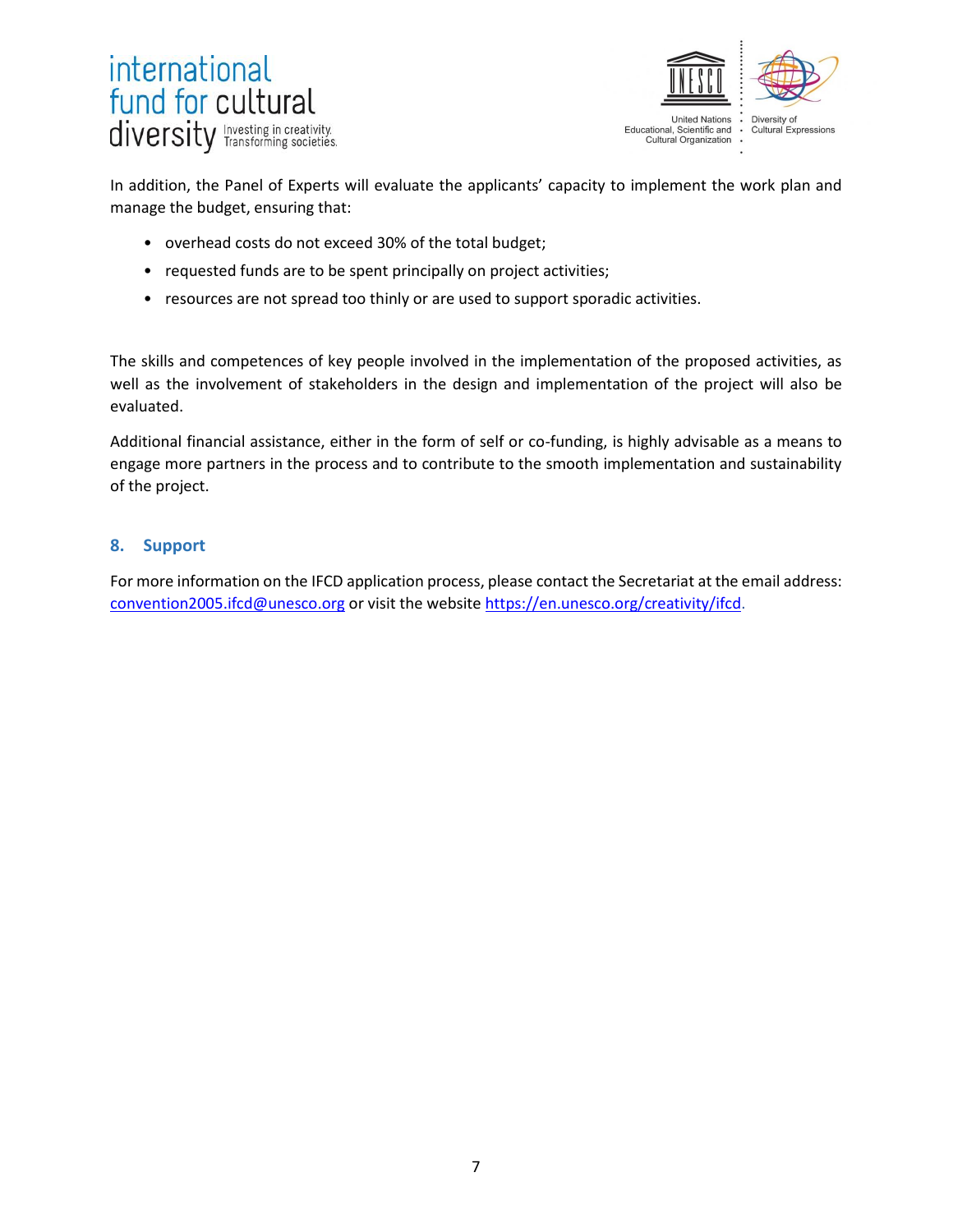In addition, the Panel of Experts will evaluate the applicants' capacity to implement the work plan and manage the budget, ensuring that:

- overhead costs do not exceed 30% of the total budget;
- requested funds are to be spent principally on project activities;
- resources are not spread too thinly or are used to support sporadic activities.

The skills and competences of key people involved in the implementation of the proposed activities, as well as the involvement of stakeholders in the design and implementation of the project will also be evaluated.

Additional financial assistance, either in the form of self or co-funding, is highly advisable as a means to engage more partners in the process and to contribute to the smooth implementation and sustainability of the project.

## 8. Support

For more information on the IFCD application process, please contact the Secretariat at the email address: [convention2005.ifcd@unesco.org](mailto:convention2005.ifcd@unesco.org) or visit the website [https://en.unesco.org/creativity/ifcd](https://en.unesco.org/creativity/ifcd).